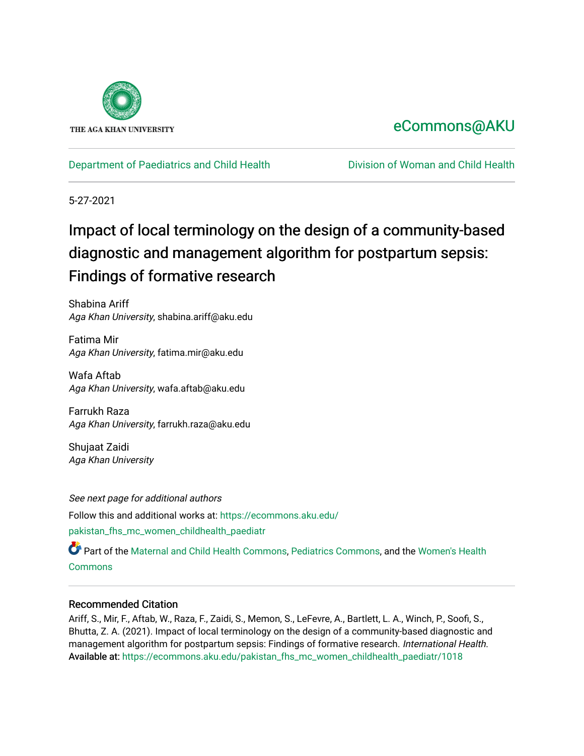THE AGA KHAN UNIVERSITY

eCommons@AKU

Department of Paediatrics and Child Health | Division of Woman and Child Health

5-27-2021

# Impact of local terminology on the design of a community-based diagnostic and management algorithm for postpartum sepsis: Findings of formative research

Shabina Ariff
*Aga Khan University*, shabina.ariff@aku.edu

Fatima Mir
*Aga Khan University*, fatima.mir@aku.edu

Wafa Aftab
*Aga Khan University*, wafa.aftab@aku.edu

Farrukh Raza
*Aga Khan University*, farrukh.raza@aku.edu

Shujaat Zaidi
*Aga Khan University*

*See next page for additional authors*

Follow this and additional works at: https://ecommons.aku.edu/pakistan_fhs_mc_women_childhealth_paediatr

Part of the Maternal and Child Health Commons, Pediatrics Commons, and the Women's Health Commons

## Recommended Citation

Ariff, S., Mir, F., Aftab, W., Raza, F., Zaidi, S., Memon, S., LeFevre, A., Bartlett, L. A., Winch, P., Soofi, S., Bhutta, Z. A. (2021). Impact of local terminology on the design of a community-based diagnostic and management algorithm for postpartum sepsis: Findings of formative research. *International Health*.
Available at: https://ecommons.aku.edu/pakistan_fhs_mc_women_childhealth_paediatr/1018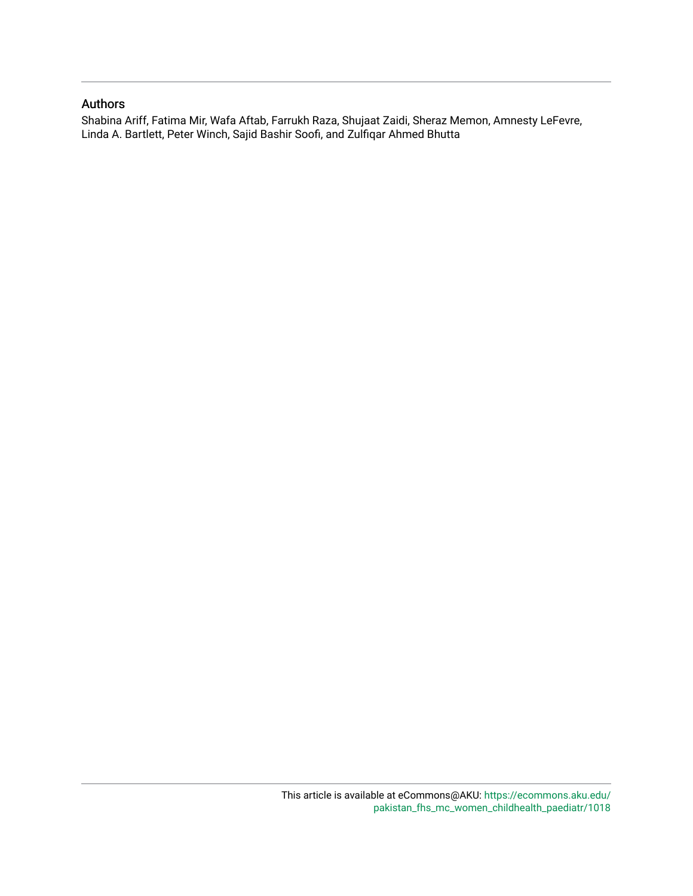## Authors

Shabina Ariff, Fatima Mir, Wafa Aftab, Farrukh Raza, Shujaat Zaidi, Sheraz Memon, Amnesty LeFevre, Linda A. Bartlett, Peter Winch, Sajid Bashir Soofi, and Zulfiqar Ahmed Bhutta

This article is available at eCommons@AKU: https://ecommons.aku.edu/pakistan_fhs_mc_women_childhealth_paediatr/1018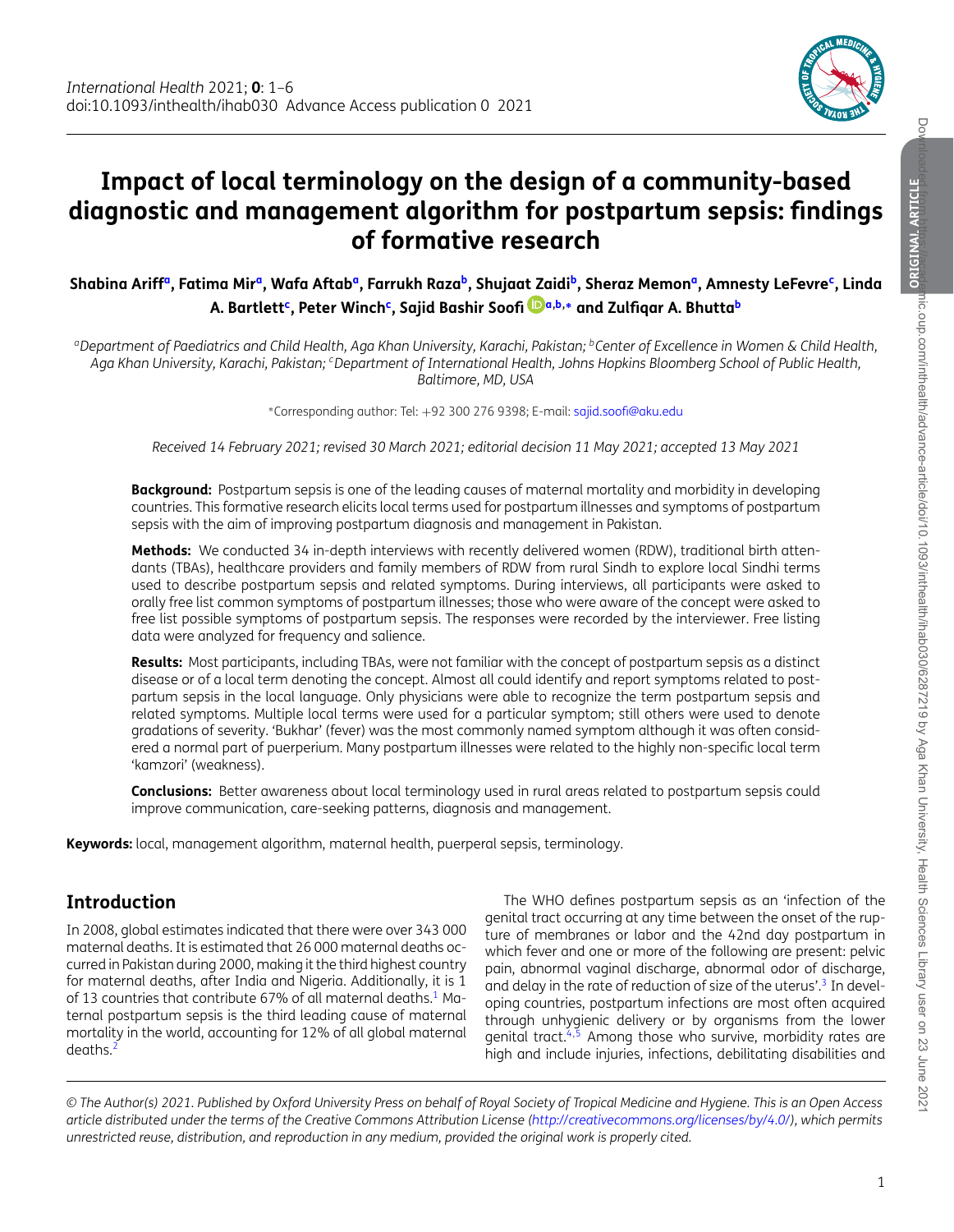# Impact of local terminology on the design of a community-based diagnostic and management algorithm for postpartum sepsis: findings of formative research

**Shabina Ariff[a], Fatima Mir[a], Wafa Aftab[a], Farrukh Raza[b], Shujaat Zaidi[b], Sheraz Memon[a], Amnesty LeFevre[c], Linda A. Bartlett[c], Peter Winch[c], Sajid Bashir Soofi[a,b,*] and Zulfiqar A. Bhutta[b]**

[a]Department of Paediatrics and Child Health, Aga Khan University, Karachi, Pakistan; [b]Center of Excellence in Women & Child Health, Aga Khan University, Karachi, Pakistan; [c]Department of International Health, Johns Hopkins Bloomberg School of Public Health, Baltimore, MD, USA

*Corresponding author: Tel: +92 300 276 9398; E-mail: sajid.soofi@aku.edu

*Received 14 February 2021; revised 30 March 2021; editorial decision 11 May 2021; accepted 13 May 2021*

**Background:** Postpartum sepsis is one of the leading causes of maternal mortality and morbidity in developing countries. This formative research elicits local terms used for postpartum illnesses and symptoms of postpartum sepsis with the aim of improving postpartum diagnosis and management in Pakistan.

**Methods:** We conducted 34 in-depth interviews with recently delivered women (RDW), traditional birth attendants (TBAs), healthcare providers and family members of RDW from rural Sindh to explore local Sindhi terms used to describe postpartum sepsis and related symptoms. During interviews, all participants were asked to orally free list common symptoms of postpartum illnesses; those who were aware of the concept were asked to free list possible symptoms of postpartum sepsis. The responses were recorded by the interviewer. Free listing data were analyzed for frequency and salience.

**Results:** Most participants, including TBAs, were not familiar with the concept of postpartum sepsis as a distinct disease or of a local term denoting the concept. Almost all could identify and report symptoms related to postpartum sepsis in the local language. Only physicians were able to recognize the term postpartum sepsis and related symptoms. Multiple local terms were used for a particular symptom; still others were used to denote gradations of severity. 'Bukhar' (fever) was the most commonly named symptom although it was often considered a normal part of puerperium. Many postpartum illnesses were related to the highly non-specific local term 'kamzori' (weakness).

**Conclusions:** Better awareness about local terminology used in rural areas related to postpartum sepsis could improve communication, care-seeking patterns, diagnosis and management.

**Keywords:** local, management algorithm, maternal health, puerperal sepsis, terminology.

## Introduction

In 2008, global estimates indicated that there were over 343 000 maternal deaths. It is estimated that 26 000 maternal deaths occurred in Pakistan during 2000, making it the third highest country for maternal deaths, after India and Nigeria. Additionally, it is 1 of 13 countries that contribute 67% of all maternal deaths.[1] Maternal postpartum sepsis is the third leading cause of maternal mortality in the world, accounting for 12% of all global maternal deaths.[2]

The WHO defines postpartum sepsis as an 'infection of the genital tract occurring at any time between the onset of the rupture of membranes or labor and the 42nd day postpartum in which fever and one or more of the following are present: pelvic pain, abnormal vaginal discharge, abnormal odor of discharge, and delay in the rate of reduction of size of the uterus'.[3] In developing countries, postpartum infections are most often acquired through unhygienic delivery or by organisms from the lower genital tract.[4,5] Among those who survive, morbidity rates are high and include injuries, infections, debilitating disabilities and

*© The Author(s) 2021. Published by Oxford University Press on behalf of Royal Society of Tropical Medicine and Hygiene. This is an Open Access article distributed under the terms of the Creative Commons Attribution License (http://creativecommons.org/licenses/by/4.0/), which permits unrestricted reuse, distribution, and reproduction in any medium, provided the original work is properly cited.*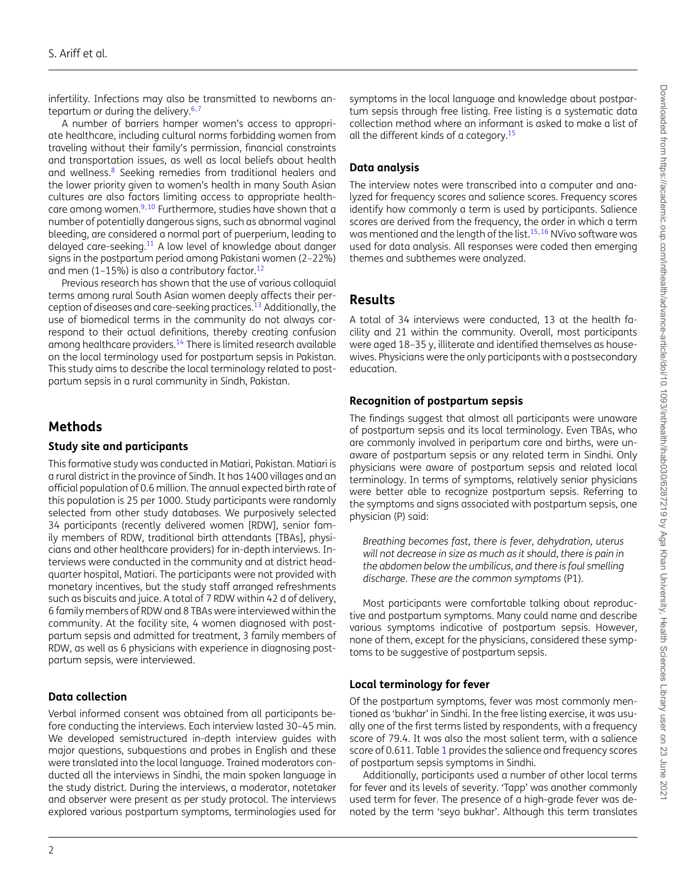infertility. Infections may also be transmitted to newborns antepartum or during the delivery.[6,7]

A number of barriers hamper women's access to appropriate healthcare, including cultural norms forbidding women from traveling without their family's permission, financial constraints and transportation issues, as well as local beliefs about health and wellness.[8] Seeking remedies from traditional healers and the lower priority given to women's health in many South Asian cultures are also factors limiting access to appropriate healthcare among women.[9,10] Furthermore, studies have shown that a number of potentially dangerous signs, such as abnormal vaginal bleeding, are considered a normal part of puerperium, leading to delayed care-seeking.[11] A low level of knowledge about danger signs in the postpartum period among Pakistani women (2–22%) and men (1–15%) is also a contributory factor.[12]

Previous research has shown that the use of various colloquial terms among rural South Asian women deeply affects their perception of diseases and care-seeking practices.[13] Additionally, the use of biomedical terms in the community do not always correspond to their actual definitions, thereby creating confusion among healthcare providers.[14] There is limited research available on the local terminology used for postpartum sepsis in Pakistan. This study aims to describe the local terminology related to postpartum sepsis in a rural community in Sindh, Pakistan.

## Methods

### Study site and participants

This formative study was conducted in Matiari, Pakistan. Matiari is a rural district in the province of Sindh. It has 1400 villages and an official population of 0.6 million. The annual expected birth rate of this population is 25 per 1000. Study participants were randomly selected from other study databases. We purposively selected 34 participants (recently delivered women [RDW], senior family members of RDW, traditional birth attendants [TBAs], physicians and other healthcare providers) for in-depth interviews. Interviews were conducted in the community and at district headquarter hospital, Matiari. The participants were not provided with monetary incentives, but the study staff arranged refreshments such as biscuits and juice. A total of 7 RDW within 42 d of delivery, 6 family members of RDW and 8 TBAs were interviewed within the community. At the facility site, 4 women diagnosed with postpartum sepsis and admitted for treatment, 3 family members of RDW, as well as 6 physicians with experience in diagnosing postpartum sepsis, were interviewed.

### Data collection

Verbal informed consent was obtained from all participants before conducting the interviews. Each interview lasted 30–45 min. We developed semistructured in-depth interview guides with major questions, subquestions and probes in English and these were translated into the local language. Trained moderators conducted all the interviews in Sindhi, the main spoken language in the study district. During the interviews, a moderator, notetaker and observer were present as per study protocol. The interviews explored various postpartum symptoms, terminologies used for symptoms in the local language and knowledge about postpartum sepsis through free listing. Free listing is a systematic data collection method where an informant is asked to make a list of all the different kinds of a category.[15]

### Data analysis

The interview notes were transcribed into a computer and analyzed for frequency scores and salience scores. Frequency scores identify how commonly a term is used by participants. Salience scores are derived from the frequency, the order in which a term was mentioned and the length of the list.[15,16] NVivo software was used for data analysis. All responses were coded then emerging themes and subthemes were analyzed.

## Results

A total of 34 interviews were conducted, 13 at the health facility and 21 within the community. Overall, most participants were aged 18–35 y, illiterate and identified themselves as housewives. Physicians were the only participants with a postsecondary education.

### Recognition of postpartum sepsis

The findings suggest that almost all participants were unaware of postpartum sepsis and its local terminology. Even TBAs, who are commonly involved in peripartum care and births, were unaware of postpartum sepsis or any related term in Sindhi. Only physicians were aware of postpartum sepsis and related local terminology. In terms of symptoms, relatively senior physicians were better able to recognize postpartum sepsis. Referring to the symptoms and signs associated with postpartum sepsis, one physician (P) said:

> *Breathing becomes fast, there is fever, dehydration, uterus will not decrease in size as much as it should, there is pain in the abdomen below the umbilicus, and there is foul smelling discharge. These are the common symptoms* (P1).

Most participants were comfortable talking about reproductive and postpartum symptoms. Many could name and describe various symptoms indicative of postpartum sepsis. However, none of them, except for the physicians, considered these symptoms to be suggestive of postpartum sepsis.

### Local terminology for fever

Of the postpartum symptoms, fever was most commonly mentioned as 'bukhar' in Sindhi. In the free listing exercise, it was usually one of the first terms listed by respondents, with a frequency score of 79.4. It was also the most salient term, with a salience score of 0.611. Table 1 provides the salience and frequency scores of postpartum sepsis symptoms in Sindhi.

Additionally, participants used a number of other local terms for fever and its levels of severity. 'Tapp' was another commonly used term for fever. The presence of a high-grade fever was denoted by the term 'seyo bukhar'. Although this term translates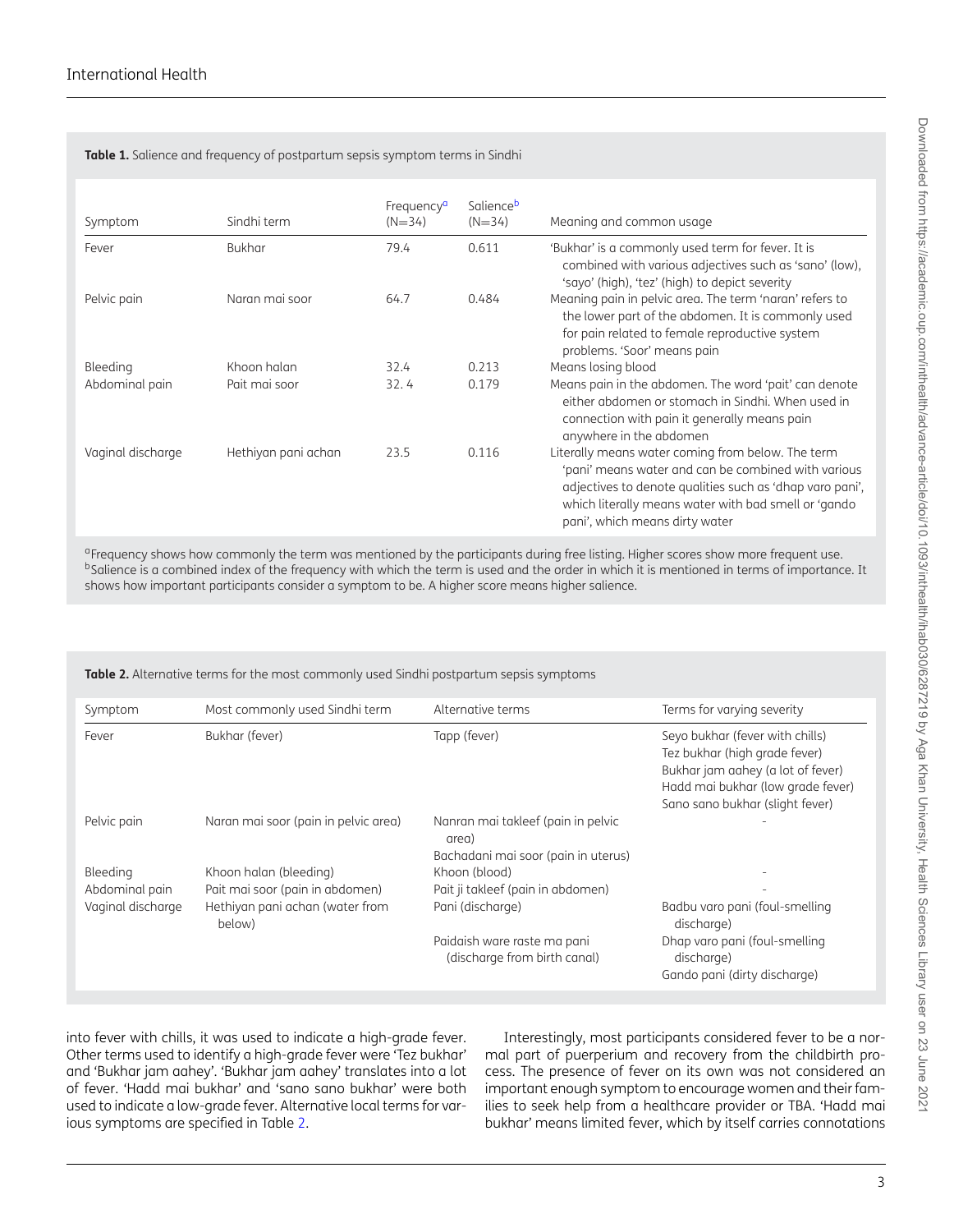**Table 1.** Salience and frequency of postpartum sepsis symptom terms in Sindhi

| Symptom | Sindhi term | Frequency[a] (N=34) | Salience[b] (N=34) | Meaning and common usage |
|---|---|---|---|---|
| Fever | Bukhar | 79.4 | 0.611 | 'Bukhar' is a commonly used term for fever. It is combined with various adjectives such as 'sano' (low), 'sayo' (high), 'tez' (high) to depict severity |
| Pelvic pain | Naran mai soor | 64.7 | 0.484 | Meaning pain in pelvic area. The term 'naran' refers to the lower part of the abdomen. It is commonly used for pain related to female reproductive system problems. 'Soor' means pain |
| Bleeding | Khoon halan | 32.4 | 0.213 | Means losing blood |
| Abdominal pain | Pait mai soor | 32. 4 | 0.179 | Means pain in the abdomen. The word 'pait' can denote either abdomen or stomach in Sindhi. When used in connection with pain it generally means pain anywhere in the abdomen |
| Vaginal discharge | Hethiyan pani achan | 23.5 | 0.116 | Literally means water coming from below. The term 'pani' means water and can be combined with various adjectives to denote qualities such as 'dhap varo pani', which literally means water with bad smell or 'gando pani', which means dirty water |

[a]Frequency shows how commonly the term was mentioned by the participants during free listing. Higher scores show more frequent use.
[b]Salience is a combined index of the frequency with which the term is used and the order in which it is mentioned in terms of importance. It shows how important participants consider a symptom to be. A higher score means higher salience.

**Table 2.** Alternative terms for the most commonly used Sindhi postpartum sepsis symptoms

| Symptom | Most commonly used Sindhi term | Alternative terms | Terms for varying severity |
|---|---|---|---|
| Fever | Bukhar (fever) | Tapp (fever) | Seyo bukhar (fever with chills)<br>Tez bukhar (high grade fever)<br>Bukhar jam aahey (a lot of fever)<br>Hadd mai bukhar (low grade fever)<br>Sano sano bukhar (slight fever) |
| Pelvic pain | Naran mai soor (pain in pelvic area) | Nanran mai takleef (pain in pelvic area)<br>Bachadani mai soor (pain in uterus) | - |
| Bleeding | Khoon halan (bleeding) | Khoon (blood) | - |
| Abdominal pain | Pait mai soor (pain in abdomen) | Pait ji takleef (pain in abdomen) | - |
| Vaginal discharge | Hethiyan pani achan (water from below) | Pani (discharge)<br>Paidaish ware raste ma pani (discharge from birth canal) | Badbu varo pani (foul-smelling discharge)<br>Dhap varo pani (foul-smelling discharge)<br>Gando pani (dirty discharge) |

into fever with chills, it was used to indicate a high-grade fever. Other terms used to identify a high-grade fever were 'Tez bukhar' and 'Bukhar jam aahey'. 'Bukhar jam aahey' translates into a lot of fever. 'Hadd mai bukhar' and 'sano sano bukhar' were both used to indicate a low-grade fever. Alternative local terms for various symptoms are specified in Table 2.

Interestingly, most participants considered fever to be a normal part of puerperium and recovery from the childbirth process. The presence of fever on its own was not considered an important enough symptom to encourage women and their families to seek help from a healthcare provider or TBA. 'Hadd mai bukhar' means limited fever, which by itself carries connotations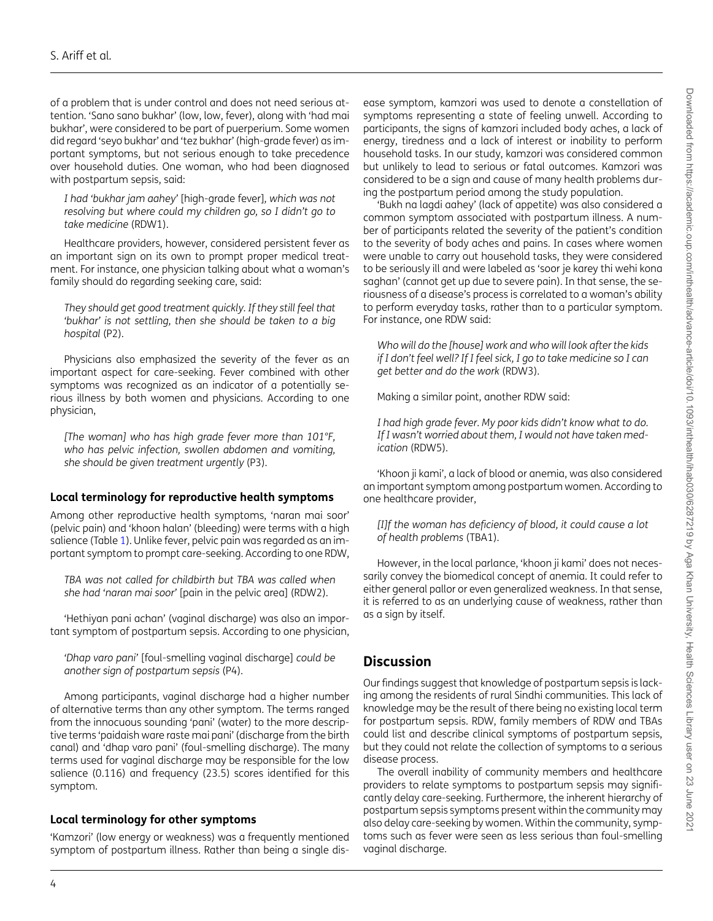of a problem that is under control and does not need serious attention. 'Sano sano bukhar' (low, low, fever), along with 'had mai bukhar', were considered to be part of puerperium. Some women did regard 'seyo bukhar' and 'tez bukhar' (high-grade fever) as important symptoms, but not serious enough to take precedence over household duties. One woman, who had been diagnosed with postpartum sepsis, said:

> *I had 'bukhar jam aahey'* [high-grade fever], *which was not resolving but where could my children go, so I didn't go to take medicine* (RDW1).

Healthcare providers, however, considered persistent fever as an important sign on its own to prompt proper medical treatment. For instance, one physician talking about what a woman's family should do regarding seeking care, said:

> *They should get good treatment quickly. If they still feel that 'bukhar' is not settling, then she should be taken to a big hospital* (P2).

Physicians also emphasized the severity of the fever as an important aspect for care-seeking. Fever combined with other symptoms was recognized as an indicator of a potentially serious illness by both women and physicians. According to one physician,

> *[The woman] who has high grade fever more than 101°F, who has pelvic infection, swollen abdomen and vomiting, she should be given treatment urgently* (P3).

### Local terminology for reproductive health symptoms

Among other reproductive health symptoms, 'naran mai soor' (pelvic pain) and 'khoon halan' (bleeding) were terms with a high salience (Table 1). Unlike fever, pelvic pain was regarded as an important symptom to prompt care-seeking. According to one RDW,

> *TBA was not called for childbirth but TBA was called when she had 'naran mai soor'* [pain in the pelvic area] (RDW2).

'Hethiyan pani achan' (vaginal discharge) was also an important symptom of postpartum sepsis. According to one physician,

> *'Dhap varo pani'* [foul-smelling vaginal discharge] *could be another sign of postpartum sepsis* (P4).

Among participants, vaginal discharge had a higher number of alternative terms than any other symptom. The terms ranged from the innocuous sounding 'pani' (water) to the more descriptive terms 'paidaish ware raste mai pani' (discharge from the birth canal) and 'dhap varo pani' (foul-smelling discharge). The many terms used for vaginal discharge may be responsible for the low salience (0.116) and frequency (23.5) scores identified for this symptom.

### Local terminology for other symptoms

'Kamzori' (low energy or weakness) was a frequently mentioned symptom of postpartum illness. Rather than being a single disease symptom, kamzori was used to denote a constellation of symptoms representing a state of feeling unwell. According to participants, the signs of kamzori included body aches, a lack of energy, tiredness and a lack of interest or inability to perform household tasks. In our study, kamzori was considered common but unlikely to lead to serious or fatal outcomes. Kamzori was considered to be a sign and cause of many health problems during the postpartum period among the study population.

'Bukh na lagdi aahey' (lack of appetite) was also considered a common symptom associated with postpartum illness. A number of participants related the severity of the patient's condition to the severity of body aches and pains. In cases where women were unable to carry out household tasks, they were considered to be seriously ill and were labeled as 'soor je karey thi wehi kona saghan' (cannot get up due to severe pain). In that sense, the seriousness of a disease's process is correlated to a woman's ability to perform everyday tasks, rather than to a particular symptom. For instance, one RDW said:

> *Who will do the [house] work and who will look after the kids if I don't feel well? If I feel sick, I go to take medicine so I can get better and do the work* (RDW3).

Making a similar point, another RDW said:

> *I had high grade fever. My poor kids didn't know what to do. If I wasn't worried about them, I would not have taken medication* (RDW5).

'Khoon ji kami', a lack of blood or anemia, was also considered an important symptom among postpartum women. According to one healthcare provider,

> *[I]f the woman has deficiency of blood, it could cause a lot of health problems* (TBA1).

However, in the local parlance, 'khoon ji kami' does not necessarily convey the biomedical concept of anemia. It could refer to either general pallor or even generalized weakness. In that sense, it is referred to as an underlying cause of weakness, rather than as a sign by itself.

## Discussion

Our findings suggest that knowledge of postpartum sepsis is lacking among the residents of rural Sindhi communities. This lack of knowledge may be the result of there being no existing local term for postpartum sepsis. RDW, family members of RDW and TBAs could list and describe clinical symptoms of postpartum sepsis, but they could not relate the collection of symptoms to a serious disease process.

The overall inability of community members and healthcare providers to relate symptoms to postpartum sepsis may significantly delay care-seeking. Furthermore, the inherent hierarchy of postpartum sepsis symptoms present within the community may also delay care-seeking by women. Within the community, symptoms such as fever were seen as less serious than foul-smelling vaginal discharge.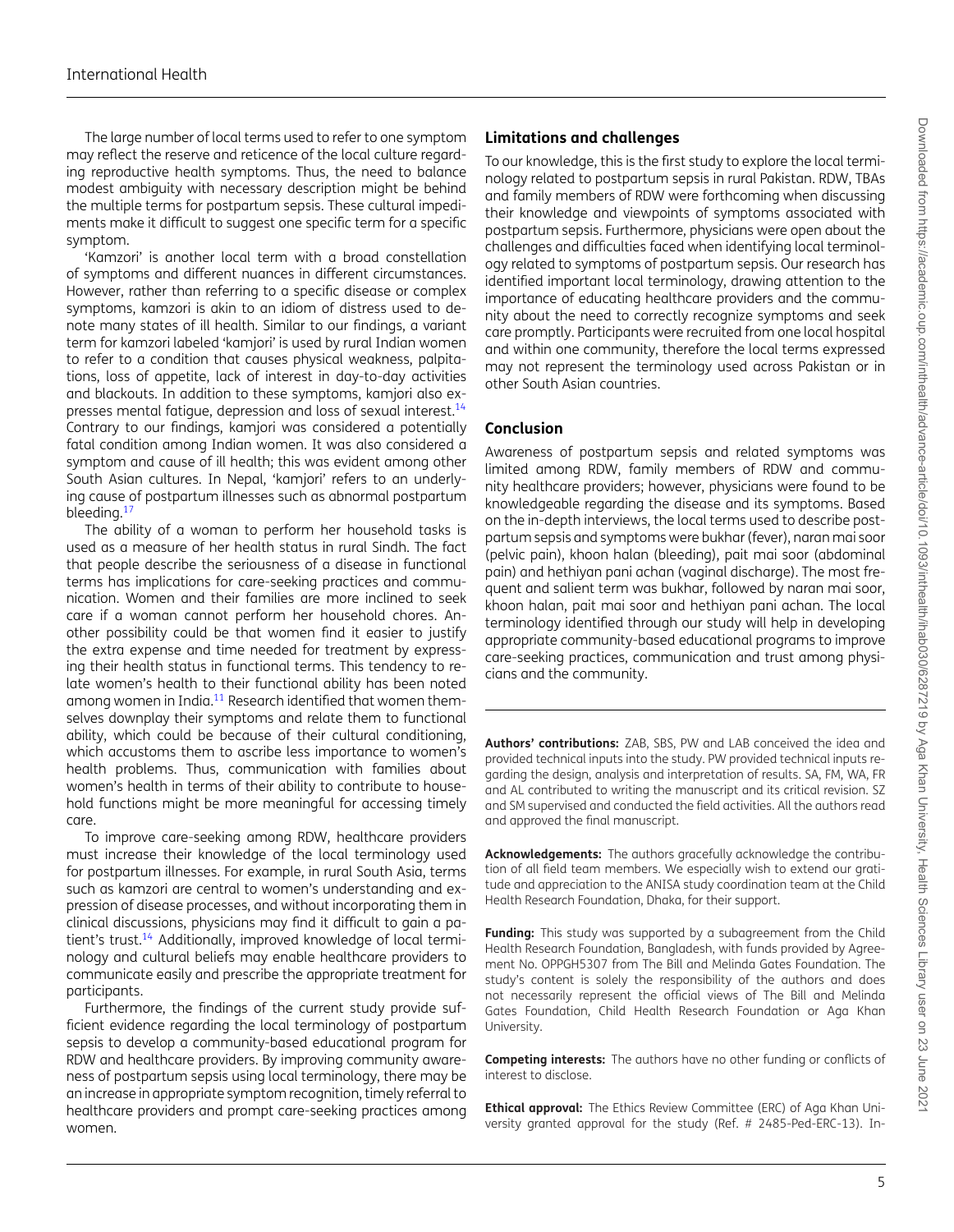The large number of local terms used to refer to one symptom may reflect the reserve and reticence of the local culture regarding reproductive health symptoms. Thus, the need to balance modest ambiguity with necessary description might be behind the multiple terms for postpartum sepsis. These cultural impediments make it difficult to suggest one specific term for a specific symptom.

'Kamzori' is another local term with a broad constellation of symptoms and different nuances in different circumstances. However, rather than referring to a specific disease or complex symptoms, kamzori is akin to an idiom of distress used to denote many states of ill health. Similar to our findings, a variant term for kamzori labeled 'kamjori' is used by rural Indian women to refer to a condition that causes physical weakness, palpitations, loss of appetite, lack of interest in day-to-day activities and blackouts. In addition to these symptoms, kamjori also expresses mental fatigue, depression and loss of sexual interest.[14] Contrary to our findings, kamjori was considered a potentially fatal condition among Indian women. It was also considered a symptom and cause of ill health; this was evident among other South Asian cultures. In Nepal, 'kamjori' refers to an underlying cause of postpartum illnesses such as abnormal postpartum bleeding.[17]

The ability of a woman to perform her household tasks is used as a measure of her health status in rural Sindh. The fact that people describe the seriousness of a disease in functional terms has implications for care-seeking practices and communication. Women and their families are more inclined to seek care if a woman cannot perform her household chores. Another possibility could be that women find it easier to justify the extra expense and time needed for treatment by expressing their health status in functional terms. This tendency to relate women's health to their functional ability has been noted among women in India.[11] Research identified that women themselves downplay their symptoms and relate them to functional ability, which could be because of their cultural conditioning, which accustoms them to ascribe less importance to women's health problems. Thus, communication with families about women's health in terms of their ability to contribute to household functions might be more meaningful for accessing timely care.

To improve care-seeking among RDW, healthcare providers must increase their knowledge of the local terminology used for postpartum illnesses. For example, in rural South Asia, terms such as kamzori are central to women's understanding and expression of disease processes, and without incorporating them in clinical discussions, physicians may find it difficult to gain a patient's trust.[14] Additionally, improved knowledge of local terminology and cultural beliefs may enable healthcare providers to communicate easily and prescribe the appropriate treatment for participants.

Furthermore, the findings of the current study provide sufficient evidence regarding the local terminology of postpartum sepsis to develop a community-based educational program for RDW and healthcare providers. By improving community awareness of postpartum sepsis using local terminology, there may be an increase in appropriate symptom recognition, timely referral to healthcare providers and prompt care-seeking practices among women.

## Limitations and challenges

To our knowledge, this is the first study to explore the local terminology related to postpartum sepsis in rural Pakistan. RDW, TBAs and family members of RDW were forthcoming when discussing their knowledge and viewpoints of symptoms associated with postpartum sepsis. Furthermore, physicians were open about the challenges and difficulties faced when identifying local terminology related to symptoms of postpartum sepsis. Our research has identified important local terminology, drawing attention to the importance of educating healthcare providers and the community about the need to correctly recognize symptoms and seek care promptly. Participants were recruited from one local hospital and within one community, therefore the local terms expressed may not represent the terminology used across Pakistan or in other South Asian countries.

## Conclusion

Awareness of postpartum sepsis and related symptoms was limited among RDW, family members of RDW and community healthcare providers; however, physicians were found to be knowledgeable regarding the disease and its symptoms. Based on the in-depth interviews, the local terms used to describe postpartum sepsis and symptoms were bukhar (fever), naran mai soor (pelvic pain), khoon halan (bleeding), pait mai soor (abdominal pain) and hethiyan pani achan (vaginal discharge). The most frequent and salient term was bukhar, followed by naran mai soor, khoon halan, pait mai soor and hethiyan pani achan. The local terminology identified through our study will help in developing appropriate community-based educational programs to improve care-seeking practices, communication and trust among physicians and the community.

**Authors' contributions:** ZAB, SBS, PW and LAB conceived the idea and provided technical inputs into the study. PW provided technical inputs regarding the design, analysis and interpretation of results. SA, FM, WA, FR and AL contributed to writing the manuscript and its critical revision. SZ and SM supervised and conducted the field activities. All the authors read and approved the final manuscript.

**Acknowledgements:** The authors gracefully acknowledge the contribution of all field team members. We especially wish to extend our gratitude and appreciation to the ANISA study coordination team at the Child Health Research Foundation, Dhaka, for their support.

**Funding:** This study was supported by a subagreement from the Child Health Research Foundation, Bangladesh, with funds provided by Agreement No. OPPGH5307 from The Bill and Melinda Gates Foundation. The study's content is solely the responsibility of the authors and does not necessarily represent the official views of The Bill and Melinda Gates Foundation, Child Health Research Foundation or Aga Khan University.

**Competing interests:** The authors have no other funding or conflicts of interest to disclose.

**Ethical approval:** The Ethics Review Committee (ERC) of Aga Khan University granted approval for the study (Ref. # 2485-Ped-ERC-13). In-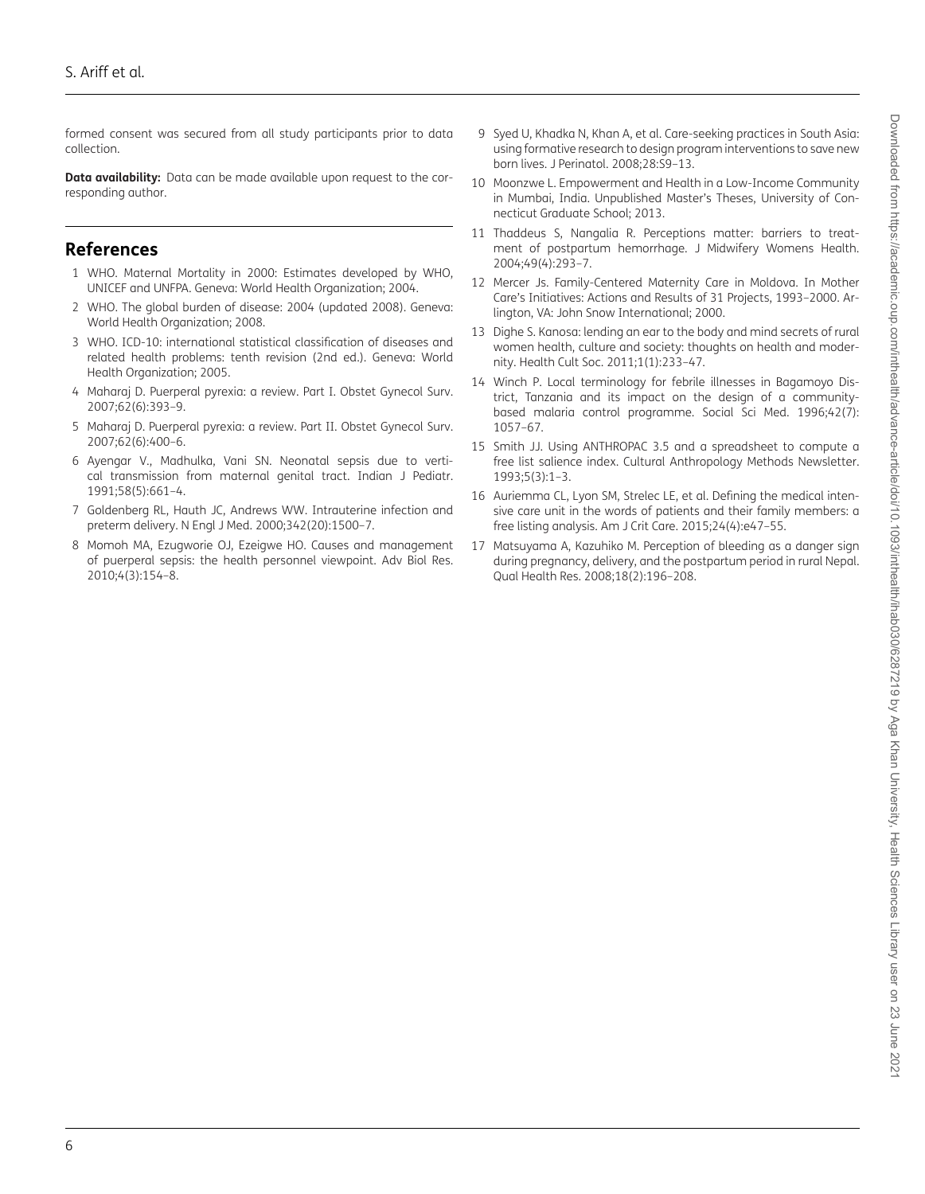formed consent was secured from all study participants prior to data collection.

**Data availability:** Data can be made available upon request to the corresponding author.

## References

1. WHO. Maternal Mortality in 2000: Estimates developed by WHO, UNICEF and UNFPA. Geneva: World Health Organization; 2004.
2. WHO. The global burden of disease: 2004 (updated 2008). Geneva: World Health Organization; 2008.
3. WHO. ICD-10: international statistical classification of diseases and related health problems: tenth revision (2nd ed.). Geneva: World Health Organization; 2005.
4. Maharaj D. Puerperal pyrexia: a review. Part I. Obstet Gynecol Surv. 2007;62(6):393–9.
5. Maharaj D. Puerperal pyrexia: a review. Part II. Obstet Gynecol Surv. 2007;62(6):400–6.
6. Ayengar V., Madhulka, Vani SN. Neonatal sepsis due to vertical transmission from maternal genital tract. Indian J Pediatr. 1991;58(5):661–4.
7. Goldenberg RL, Hauth JC, Andrews WW. Intrauterine infection and preterm delivery. N Engl J Med. 2000;342(20):1500–7.
8. Momoh MA, Ezugworie OJ, Ezeigwe HO. Causes and management of puerperal sepsis: the health personnel viewpoint. Adv Biol Res. 2010;4(3):154–8.
9. Syed U, Khadka N, Khan A, et al. Care-seeking practices in South Asia: using formative research to design program interventions to save new born lives. J Perinatol. 2008;28:S9–13.
10. Moonzwe L. Empowerment and Health in a Low-Income Community in Mumbai, India. Unpublished Master's Theses, University of Connecticut Graduate School; 2013.
11. Thaddeus S, Nangalia R. Perceptions matter: barriers to treatment of postpartum hemorrhage. J Midwifery Womens Health. 2004;49(4):293–7.
12. Mercer Js. Family-Centered Maternity Care in Moldova. In Mother Care's Initiatives: Actions and Results of 31 Projects, 1993–2000. Arlington, VA: John Snow International; 2000.
13. Dighe S. Kanosa: lending an ear to the body and mind secrets of rural women health, culture and society: thoughts on health and modernity. Health Cult Soc. 2011;1(1):233–47.
14. Winch P. Local terminology for febrile illnesses in Bagamoyo District, Tanzania and its impact on the design of a community-based malaria control programme. Social Sci Med. 1996;42(7): 1057–67.
15. Smith JJ. Using ANTHROPAC 3.5 and a spreadsheet to compute a free list salience index. Cultural Anthropology Methods Newsletter. 1993;5(3):1–3.
16. Auriemma CL, Lyon SM, Strelec LE, et al. Defining the medical intensive care unit in the words of patients and their family members: a free listing analysis. Am J Crit Care. 2015;24(4):e47–55.
17. Matsuyama A, Kazuhiko M. Perception of bleeding as a danger sign during pregnancy, delivery, and the postpartum period in rural Nepal. Qual Health Res. 2008;18(2):196–208.